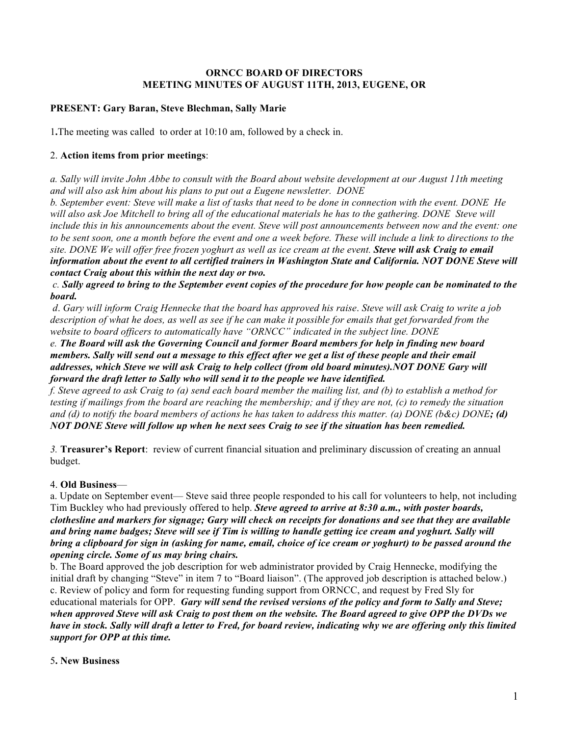**ORNCC BOARD OF DIRECTORS**
**MEETING MINUTES OF AUGUST 11TH, 2013, EUGENE, OR**

**PRESENT: Gary Baran, Steve Blechman, Sally Marie**

1**.**The meeting was called to order at 10:10 am, followed by a check in.

2. **Action items from prior meetings**:

*a. Sally will invite John Abbe to consult with the Board about website development at our August 11th meeting and will also ask him about his plans to put out a Eugene newsletter. DONE*
*b. September event: Steve will make a list of tasks that need to be done in connection with the event. DONE He will also ask Joe Mitchell to bring all of the educational materials he has to the gathering. DONE Steve will include this in his announcements about the event. Steve will post announcements between now and the event: one to be sent soon, one a month before the event and one a week before. These will include a link to directions to the site. DONE We will offer free frozen yoghurt as well as ice cream at the event.* ***Steve will ask Craig to email information about the event to all certified trainers in Washington State and California. NOT DONE Steve will contact Craig about this within the next day or two.***
*c.* ***Sally agreed to bring to the September event copies of the procedure for how people can be nominated to the board.***
*d. Gary will inform Craig Hennecke that the board has approved his raise. Steve will ask Craig to write a job description of what he does, as well as see if he can make it possible for emails that get forwarded from the website to board officers to automatically have "ORNCC" indicated in the subject line. DONE*
***e. The Board will ask the Governing Council and former Board members for help in finding new board members. Sally will send out a message to this effect after we get a list of these people and their email addresses, which Steve we will ask Craig to help collect (from old board minutes).NOT DONE Gary will forward the draft letter to Sally who will send it to the people we have identified.***
*f. Steve agreed to ask Craig to (a) send each board member the mailing list, and (b) to establish a method for testing if mailings from the board are reaching the membership; and if they are not, (c) to remedy the situation and (d) to notify the board members of actions he has taken to address this matter. (a) DONE (b&c) DONE****; (d) NOT DONE Steve will follow up when he next sees Craig to see if the situation has been remedied.***

*3.* **Treasurer's Report**: review of current financial situation and preliminary discussion of creating an annual budget.

4. **Old Business**—
a. Update on September event— Steve said three people responded to his call for volunteers to help, not including Tim Buckley who had previously offered to help. ***Steve agreed to arrive at 8:30 a.m., with poster boards, clothesline and markers for signage; Gary will check on receipts for donations and see that they are available and bring name badges; Steve will see if Tim is willing to handle getting ice cream and yoghurt. Sally will bring a clipboard for sign in (asking for name, email, choice of ice cream or yoghurt) to be passed around the opening circle. Some of us may bring chairs.***
b. The Board approved the job description for web administrator provided by Craig Hennecke, modifying the initial draft by changing "Steve" in item 7 to "Board liaison". (The approved job description is attached below.)
c. Review of policy and form for requesting funding support from ORNCC, and request by Fred Sly for educational materials for OPP. ***Gary will send the revised versions of the policy and form to Sally and Steve; when approved Steve will ask Craig to post them on the website. The Board agreed to give OPP the DVDs we have in stock. Sally will draft a letter to Fred, for board review, indicating why we are offering only this limited support for OPP at this time.***

5**. New Business**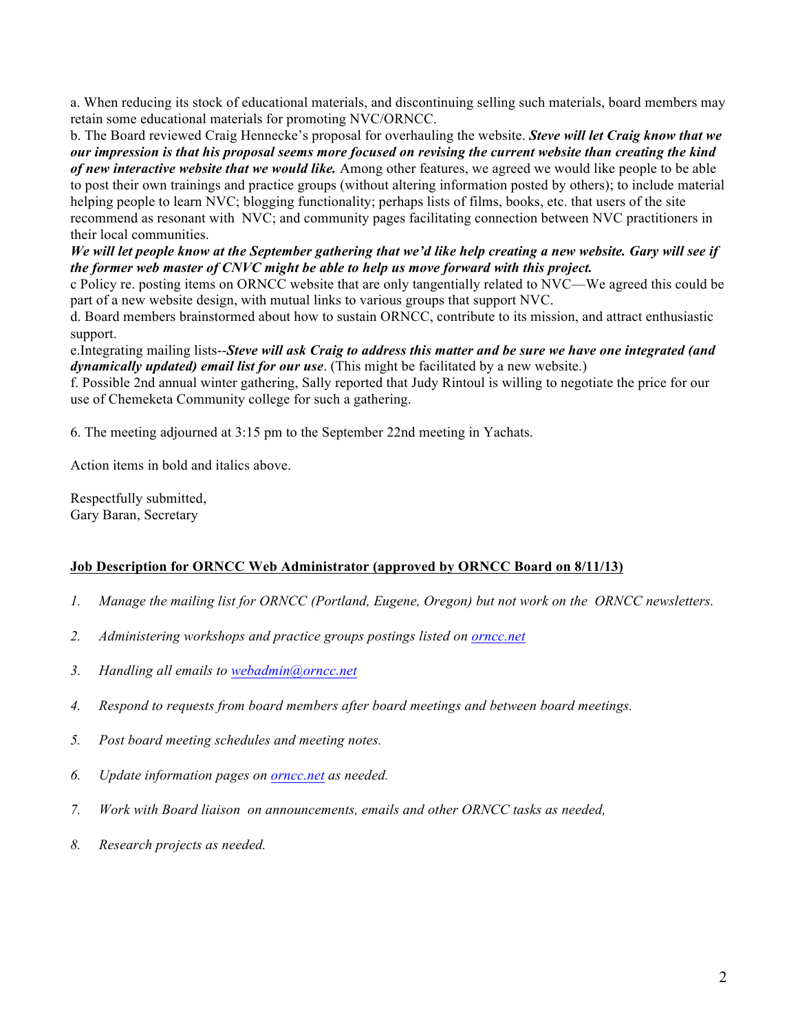a. When reducing its stock of educational materials, and discontinuing selling such materials, board members may retain some educational materials for promoting NVC/ORNCC.

b. The Board reviewed Craig Hennecke's proposal for overhauling the website. ***Steve will let Craig know that we our impression is that his proposal seems more focused on revising the current website than creating the kind of new interactive website that we would like.*** Among other features, we agreed we would like people to be able to post their own trainings and practice groups (without altering information posted by others); to include material helping people to learn NVC; blogging functionality; perhaps lists of films, books, etc. that users of the site recommend as resonant with NVC; and community pages facilitating connection between NVC practitioners in their local communities.

***We will let people know at the September gathering that we'd like help creating a new website. Gary will see if the former web master of CNVC might be able to help us move forward with this project.***

c Policy re. posting items on ORNCC website that are only tangentially related to NVC—We agreed this could be part of a new website design, with mutual links to various groups that support NVC.

d. Board members brainstormed about how to sustain ORNCC, contribute to its mission, and attract enthusiastic support.

e.Integrating mailing lists--***Steve will ask Craig to address this matter and be sure we have one integrated (and dynamically updated) email list for our use***. (This might be facilitated by a new website.)

f. Possible 2nd annual winter gathering, Sally reported that Judy Rintoul is willing to negotiate the price for our use of Chemeketa Community college for such a gathering.

6. The meeting adjourned at 3:15 pm to the September 22nd meeting in Yachats.

Action items in bold and italics above.

Respectfully submitted,
Gary Baran, Secretary

**Job Description for ORNCC Web Administrator (approved by ORNCC Board on 8/11/13)**

1. *Manage the mailing list for ORNCC (Portland, Eugene, Oregon) but not work on the ORNCC newsletters.*
2. *Administering workshops and practice groups postings listed on orncc.net*
3. *Handling all emails to webadmin@orncc.net*
4. *Respond to requests from board members after board meetings and between board meetings.*
5. *Post board meeting schedules and meeting notes.*
6. *Update information pages on orncc.net as needed.*
7. *Work with Board liaison on announcements, emails and other ORNCC tasks as needed,*
8. *Research projects as needed.*